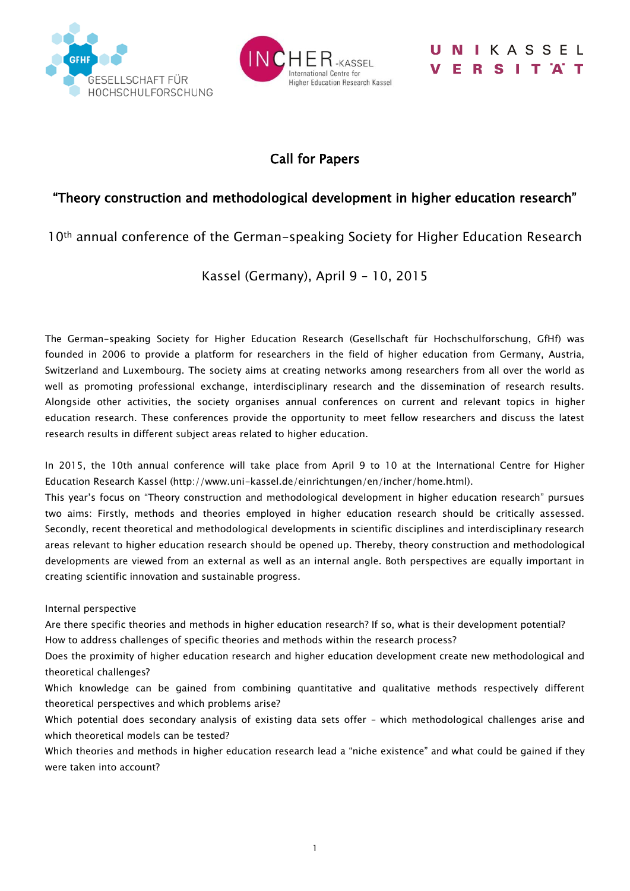# Call for Papers

## "Theory construction and methodological development in higher education research"

10th annual conference of the German-speaking Society for Higher Education Research

Kassel (Germany), April 9 – 10, 2015

The German-speaking Society for Higher Education Research (Gesellschaft für Hochschulforschung, GfHf) was founded in 2006 to provide a platform for researchers in the field of higher education from Germany, Austria, Switzerland and Luxembourg. The society aims at creating networks among researchers from all over the world as well as promoting professional exchange, interdisciplinary research and the dissemination of research results. Alongside other activities, the society organises annual conferences on current and relevant topics in higher education research. These conferences provide the opportunity to meet fellow researchers and discuss the latest research results in different subject areas related to higher education.

In 2015, the 10th annual conference will take place from April 9 to 10 at the International Centre for Higher Education Research Kassel (http://www.uni-kassel.de/einrichtungen/en/incher/home.html).

This year's focus on "Theory construction and methodological development in higher education research" pursues two aims: Firstly, methods and theories employed in higher education research should be critically assessed. Secondly, recent theoretical and methodological developments in scientific disciplines and interdisciplinary research areas relevant to higher education research should be opened up. Thereby, theory construction and methodological developments are viewed from an external as well as an internal angle. Both perspectives are equally important in creating scientific innovation and sustainable progress.

Internal perspective

Are there specific theories and methods in higher education research? If so, what is their development potential?

How to address challenges of specific theories and methods within the research process?

Does the proximity of higher education research and higher education development create new methodological and theoretical challenges?

Which knowledge can be gained from combining quantitative and qualitative methods respectively different theoretical perspectives and which problems arise?

Which potential does secondary analysis of existing data sets offer – which methodological challenges arise and which theoretical models can be tested?

Which theories and methods in higher education research lead a "niche existence" and what could be gained if they were taken into account?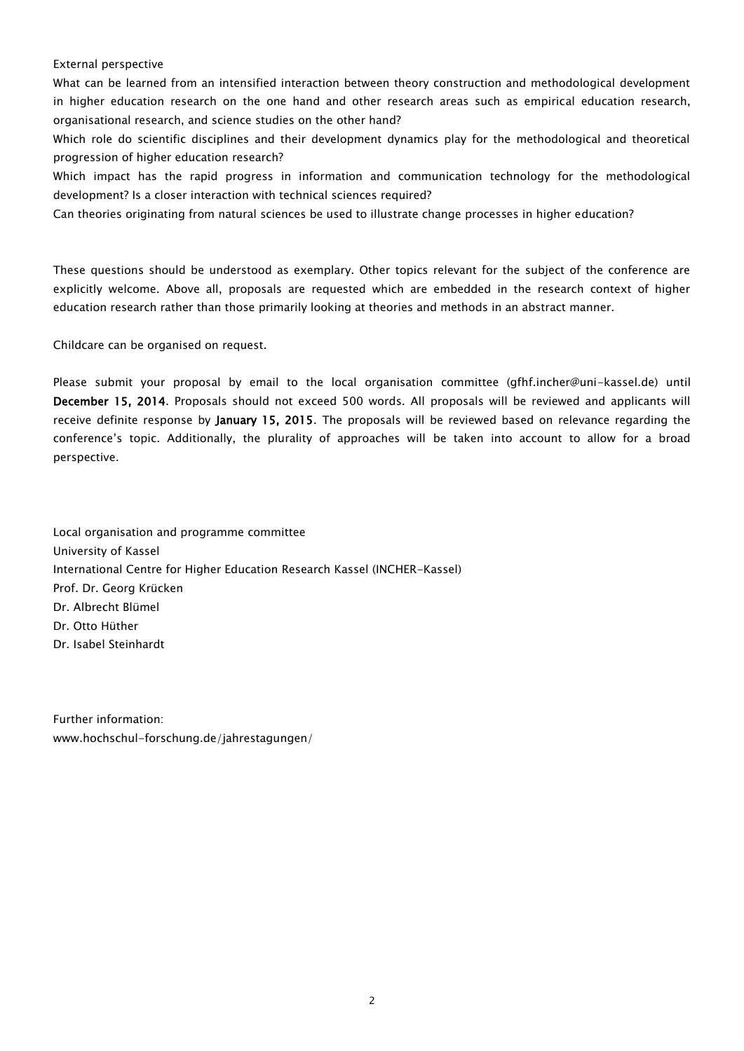External perspective

What can be learned from an intensified interaction between theory construction and methodological development in higher education research on the one hand and other research areas such as empirical education research, organisational research, and science studies on the other hand?

Which role do scientific disciplines and their development dynamics play for the methodological and theoretical progression of higher education research?

Which impact has the rapid progress in information and communication technology for the methodological development? Is a closer interaction with technical sciences required?

Can theories originating from natural sciences be used to illustrate change processes in higher education?

These questions should be understood as exemplary. Other topics relevant for the subject of the conference are explicitly welcome. Above all, proposals are requested which are embedded in the research context of higher education research rather than those primarily looking at theories and methods in an abstract manner.

Childcare can be organised on request.

Please submit your proposal by email to the local organisation committee (gfhf.incher@uni-kassel.de) until **December 15, 2014**. Proposals should not exceed 500 words. All proposals will be reviewed and applicants will receive definite response by **January 15, 2015**. The proposals will be reviewed based on relevance regarding the conference's topic. Additionally, the plurality of approaches will be taken into account to allow for a broad perspective.

Local organisation and programme committee  
University of Kassel  
International Centre for Higher Education Research Kassel (INCHER-Kassel)  
Prof. Dr. Georg Krücken  
Dr. Albrecht Blümel  
Dr. Otto Hüther  
Dr. Isabel Steinhardt

Further information:  
www.hochschul-forschung.de/jahrestagungen/